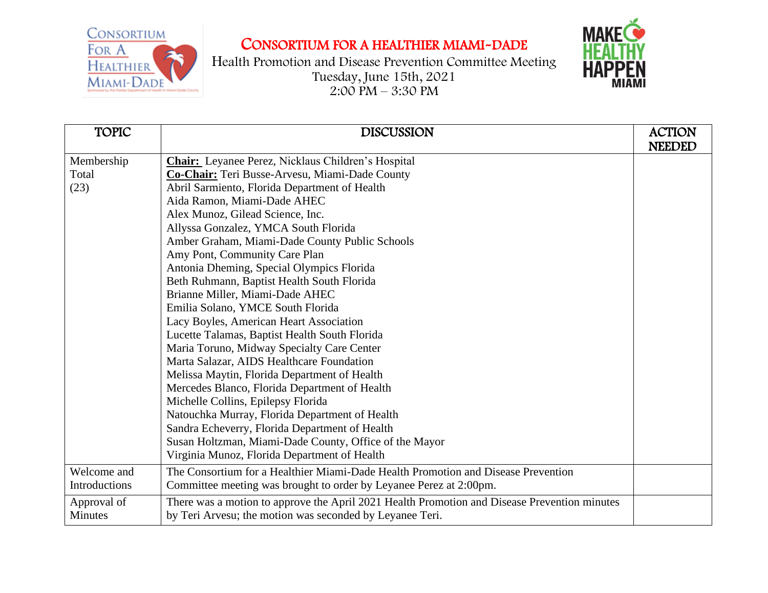# CONSORTIUM FOR A HEALTHIER MIAMI-DADE

Health Promotion and Disease Prevention Committee Meeting
Tuesday, June 15th, 2021
2:00 PM – 3:30 PM

| TOPIC | DISCUSSION | ACTION NEEDED |
|---|---|---|
| Membership Total (23) | **Chair:** Leyanee Perez, Nicklaus Children's Hospital<br>**Co-Chair:** Teri Busse-Arvesu, Miami-Dade County<br>Abril Sarmiento, Florida Department of Health<br>Aida Ramon, Miami-Dade AHEC<br>Alex Munoz, Gilead Science, Inc.<br>Allyssa Gonzalez, YMCA South Florida<br>Amber Graham, Miami-Dade County Public Schools<br>Amy Pont, Community Care Plan<br>Antonia Dheming, Special Olympics Florida<br>Beth Ruhmann, Baptist Health South Florida<br>Brianne Miller, Miami-Dade AHEC<br>Emilia Solano, YMCE South Florida<br>Lacy Boyles, American Heart Association<br>Lucette Talamas, Baptist Health South Florida<br>Maria Toruno, Midway Specialty Care Center<br>Marta Salazar, AIDS Healthcare Foundation<br>Melissa Maytin, Florida Department of Health<br>Mercedes Blanco, Florida Department of Health<br>Michelle Collins, Epilepsy Florida<br>Natouchka Murray, Florida Department of Health<br>Sandra Echeverry, Florida Department of Health<br>Susan Holtzman, Miami-Dade County, Office of the Mayor<br>Virginia Munoz, Florida Department of Health | |
| Welcome and Introductions | The Consortium for a Healthier Miami-Dade Health Promotion and Disease Prevention Committee meeting was brought to order by Leyanee Perez at 2:00pm. | |
| Approval of Minutes | There was a motion to approve the April 2021 Health Promotion and Disease Prevention minutes by Teri Arvesu; the motion was seconded by Leyanee Teri. | |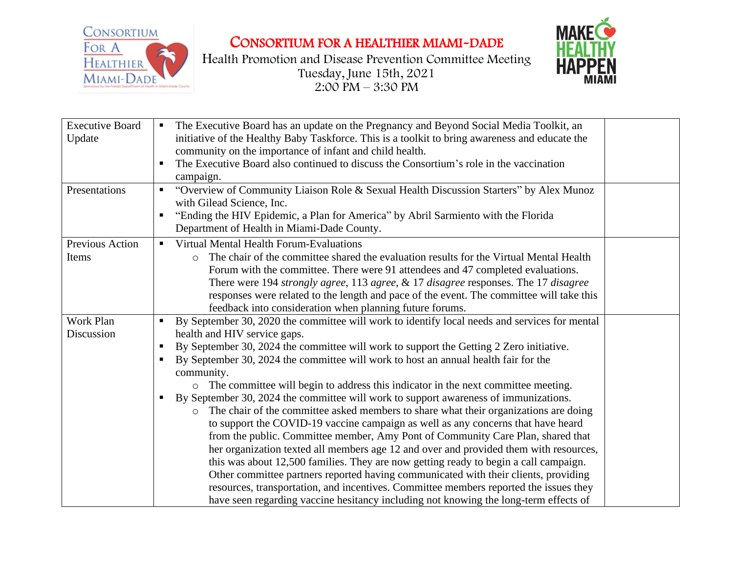# CONSORTIUM FOR A HEALTHIER MIAMI-DADE

Health Promotion and Disease Prevention Committee Meeting
Tuesday, June 15th, 2021
2:00 PM – 3:30 PM

| | | |
|---|---|---|
| Executive Board Update | ▪ The Executive Board has an update on the Pregnancy and Beyond Social Media Toolkit, an initiative of the Healthy Baby Taskforce. This is a toolkit to bring awareness and educate the community on the importance of infant and child health.<br>▪ The Executive Board also continued to discuss the Consortium's role in the vaccination campaign. | |
| Presentations | ▪ "Overview of Community Liaison Role & Sexual Health Discussion Starters" by Alex Munoz with Gilead Science, Inc.<br>▪ "Ending the HIV Epidemic, a Plan for America" by Abril Sarmiento with the Florida Department of Health in Miami-Dade County. | |
| Previous Action Items | ▪ Virtual Mental Health Forum-Evaluations<br>　○ The chair of the committee shared the evaluation results for the Virtual Mental Health Forum with the committee. There were 91 attendees and 47 completed evaluations. There were 194 *strongly agree*, 113 *agree*, & 17 *disagree* responses. The 17 *disagree* responses were related to the length and pace of the event. The committee will take this feedback into consideration when planning future forums. | |
| Work Plan Discussion | ▪ By September 30, 2020 the committee will work to identify local needs and services for mental health and HIV service gaps.<br>▪ By September 30, 2024 the committee will work to support the Getting 2 Zero initiative.<br>▪ By September 30, 2024 the committee will work to host an annual health fair for the community.<br>　○ The committee will begin to address this indicator in the next committee meeting.<br>▪ By September 30, 2024 the committee will work to support awareness of immunizations.<br>　○ The chair of the committee asked members to share what their organizations are doing to support the COVID-19 vaccine campaign as well as any concerns that have heard from the public. Committee member, Amy Pont of Community Care Plan, shared that her organization texted all members age 12 and over and provided them with resources, this was about 12,500 families. They are now getting ready to begin a call campaign. Other committee partners reported having communicated with their clients, providing resources, transportation, and incentives. Committee members reported the issues they have seen regarding vaccine hesitancy including not knowing the long-term effects of | |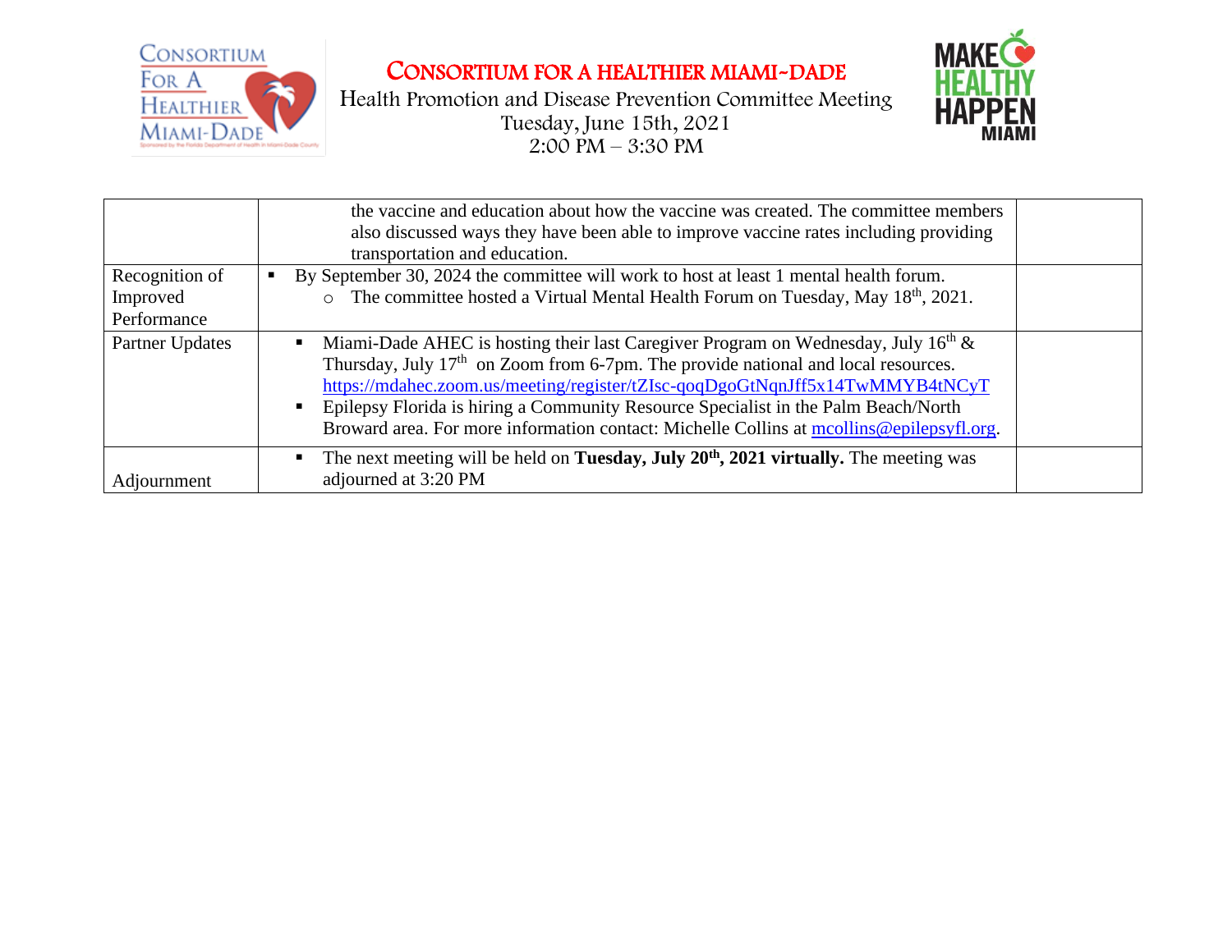# CONSORTIUM FOR A HEALTHIER MIAMI-DADE

Health Promotion and Disease Prevention Committee Meeting
Tuesday, June 15th, 2021
2:00 PM – 3:30 PM

| | | |
|---|---|---|
| | the vaccine and education about how the vaccine was created. The committee members also discussed ways they have been able to improve vaccine rates including providing transportation and education. | |
| Recognition of Improved Performance | ▪ By September 30, 2024 the committee will work to host at least 1 mental health forum.<br>○ The committee hosted a Virtual Mental Health Forum on Tuesday, May 18th, 2021. | |
| Partner Updates | ▪ Miami-Dade AHEC is hosting their last Caregiver Program on Wednesday, July 16th & Thursday, July 17th on Zoom from 6-7pm. The provide national and local resources. https://mdahec.zoom.us/meeting/register/tZIsc-qoqDgoGtNqnJff5x14TwMMYB4tNCyT<br>▪ Epilepsy Florida is hiring a Community Resource Specialist in the Palm Beach/North Broward area. For more information contact: Michelle Collins at mcollins@epilepsyfl.org. | |
| Adjournment | ▪ The next meeting will be held on **Tuesday, July 20th, 2021 virtually.** The meeting was adjourned at 3:20 PM | |